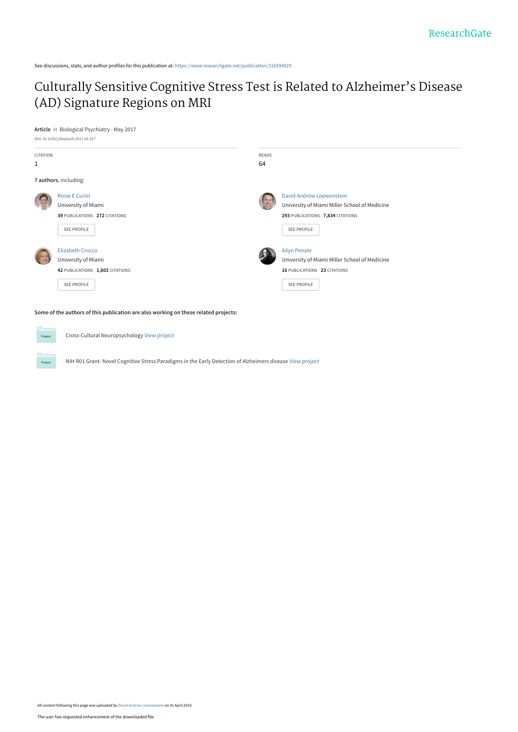See discussions, stats, and author profiles for this publication at: https://www.researchgate.net/publication/316594029

# Culturally Sensitive Cognitive Stress Test is Related to Alzheimer's Disease (AD) Signature Regions on MRI

**Article** *in* Biological Psychiatry · May 2017

DOI: 10.1016/j.biopsych.2017.02.327

| CITATION | READS |
|---|---|
| 1 | 64 |

**7 authors**, including:

**Rosie E Curiel**
University of Miami
39 PUBLICATIONS 272 CITATIONS
SEE PROFILE

**David Andrew Loewenstein**
University of Miami Miller School of Medicine
293 PUBLICATIONS 7,834 CITATIONS
SEE PROFILE

**Elizabeth Crocco**
University of Miami
42 PUBLICATIONS 1,603 CITATIONS
SEE PROFILE

**Ailyn Penate**
University of Miami Miller School of Medicine
16 PUBLICATIONS 23 CITATIONS
SEE PROFILE

**Some of the authors of this publication are also working on these related projects:**

Cross-Cultural Neuropsychology View project

NIH R01 Grant- Novel Cognitive Stress Paradigms in the Early Detection of Alzheimers disease View project

All content following this page was uploaded by David Andrew Loewenstein on 01 April 2018.

The user has requested enhancement of the downloaded file.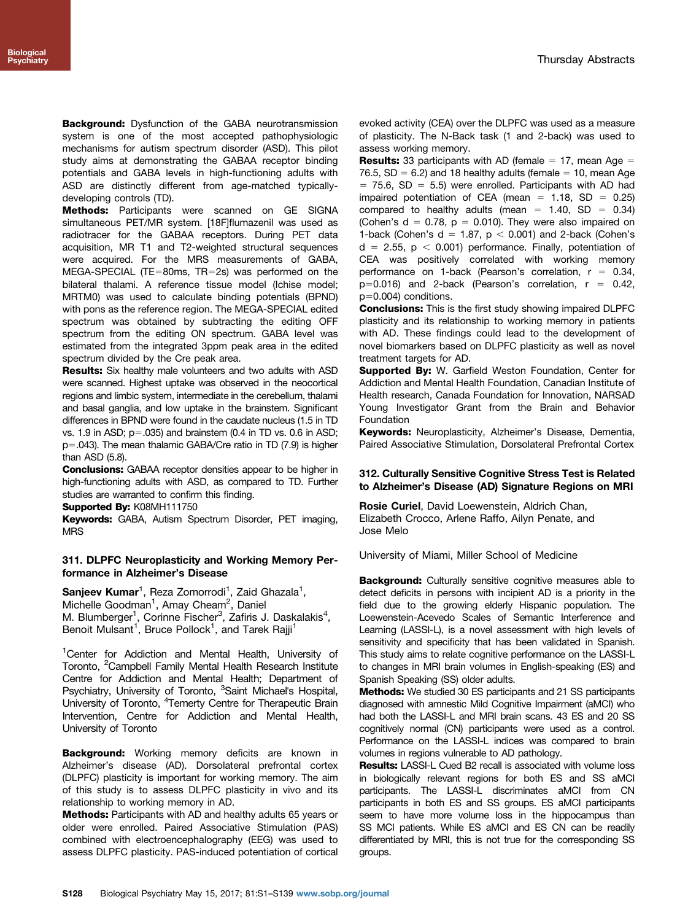**Background:** Dysfunction of the GABA neurotransmission system is one of the most accepted pathophysiologic mechanisms for autism spectrum disorder (ASD). This pilot study aims at demonstrating the GABAA receptor binding potentials and GABA levels in high-functioning adults with ASD are distinctly different from age-matched typically-developing controls (TD).

**Methods:** Participants were scanned on GE SIGNA simultaneous PET/MR system. [18F]flumazenil was used as radiotracer for the GABAA receptors. During PET data acquisition, MR T1 and T2-weighted structural sequences were acquired. For the MRS measurements of GABA, MEGA-SPECIAL (TE=80ms, TR=2s) was performed on the bilateral thalami. A reference tissue model (Ichise model; MRTM0) was used to calculate binding potentials (BPND) with pons as the reference region. The MEGA-SPECIAL edited spectrum was obtained by subtracting the editing OFF spectrum from the editing ON spectrum. GABA level was estimated from the integrated 3ppm peak area in the edited spectrum divided by the Cre peak area.

**Results:** Six healthy male volunteers and two adults with ASD were scanned. Highest uptake was observed in the neocortical regions and limbic system, intermediate in the cerebellum, thalami and basal ganglia, and low uptake in the brainstem. Significant differences in BPND were found in the caudate nucleus (1.5 in TD vs. 1.9 in ASD; p=.035) and brainstem (0.4 in TD vs. 0.6 in ASD; p=.043). The mean thalamic GABA/Cre ratio in TD (7.9) is higher than ASD (5.8).

**Conclusions:** GABAA receptor densities appear to be higher in high-functioning adults with ASD, as compared to TD. Further studies are warranted to confirm this finding.

**Supported By:** K08MH111750

**Keywords:** GABA, Autism Spectrum Disorder, PET imaging, MRS

### 311. DLPFC Neuroplasticity and Working Memory Performance in Alzheimer's Disease

**Sanjeev Kumar**[1], Reza Zomorrodi[1], Zaid Ghazala[1], Michelle Goodman[1], Amay Cheam[2], Daniel M. Blumberger[1], Corinne Fischer[3], Zafiris J. Daskalakis[4], Benoit Mulsant[1], Bruce Pollock[1], and Tarek Rajji[1]

[1]Center for Addiction and Mental Health, University of Toronto, [2]Campbell Family Mental Health Research Institute Centre for Addiction and Mental Health; Department of Psychiatry, University of Toronto, [3]Saint Michael's Hospital, University of Toronto, [4]Temerty Centre for Therapeutic Brain Intervention, Centre for Addiction and Mental Health, University of Toronto

**Background:** Working memory deficits are known in Alzheimer's disease (AD). Dorsolateral prefrontal cortex (DLPFC) plasticity is important for working memory. The aim of this study is to assess DLPFC plasticity in vivo and its relationship to working memory in AD.

**Methods:** Participants with AD and healthy adults 65 years or older were enrolled. Paired Associative Stimulation (PAS) combined with electroencephalography (EEG) was used to assess DLPFC plasticity. PAS-induced potentiation of cortical evoked activity (CEA) over the DLPFC was used as a measure of plasticity. The N-Back task (1 and 2-back) was used to assess working memory.

**Results:** 33 participants with AD (female = 17, mean Age = 76.5, SD = 6.2) and 18 healthy adults (female = 10, mean Age = 75.6, SD = 5.5) were enrolled. Participants with AD had impaired potentiation of CEA (mean = 1.18, SD = 0.25) compared to healthy adults (mean = 1.40, SD = 0.34) (Cohen's d = 0.78, p = 0.010). They were also impaired on 1-back (Cohen's d = 1.87, p < 0.001) and 2-back (Cohen's d = 2.55, p < 0.001) performance. Finally, potentiation of CEA was positively correlated with working memory performance on 1-back (Pearson's correlation, r = 0.34, p=0.016) and 2-back (Pearson's correlation, r = 0.42, p=0.004) conditions.

**Conclusions:** This is the first study showing impaired DLPFC plasticity and its relationship to working memory in patients with AD. These findings could lead to the development of novel biomarkers based on DLPFC plasticity as well as novel treatment targets for AD.

**Supported By:** W. Garfield Weston Foundation, Center for Addiction and Mental Health Foundation, Canadian Institute of Health research, Canada Foundation for Innovation, NARSAD Young Investigator Grant from the Brain and Behavior Foundation

**Keywords:** Neuroplasticity, Alzheimer's Disease, Dementia, Paired Associative Stimulation, Dorsolateral Prefrontal Cortex

### 312. Culturally Sensitive Cognitive Stress Test is Related to Alzheimer's Disease (AD) Signature Regions on MRI

**Rosie Curiel**, David Loewenstein, Aldrich Chan, Elizabeth Crocco, Arlene Raffo, Ailyn Penate, and Jose Melo

University of Miami, Miller School of Medicine

**Background:** Culturally sensitive cognitive measures able to detect deficits in persons with incipient AD is a priority in the field due to the growing elderly Hispanic population. The Loewenstein-Acevedo Scales of Semantic Interference and Learning (LASSI-L), is a novel assessment with high levels of sensitivity and specificity that has been validated in Spanish. This study aims to relate cognitive performance on the LASSI-L to changes in MRI brain volumes in English-speaking (ES) and Spanish Speaking (SS) older adults.

**Methods:** We studied 30 ES participants and 21 SS participants diagnosed with amnestic Mild Cognitive Impairment (aMCI) who had both the LASSI-L and MRI brain scans. 43 ES and 20 SS cognitively normal (CN) participants were used as a control. Performance on the LASSI-L indices was compared to brain volumes in regions vulnerable to AD pathology.

**Results:** LASSI-L Cued B2 recall is associated with volume loss in biologically relevant regions for both ES and SS aMCI participants. The LASSI-L discriminates aMCI from CN participants in both ES and SS groups. ES aMCI participants seem to have more volume loss in the hippocampus than SS MCI patients. While ES aMCI and ES CN can be readily differentiated by MRI, this is not true for the corresponding SS groups.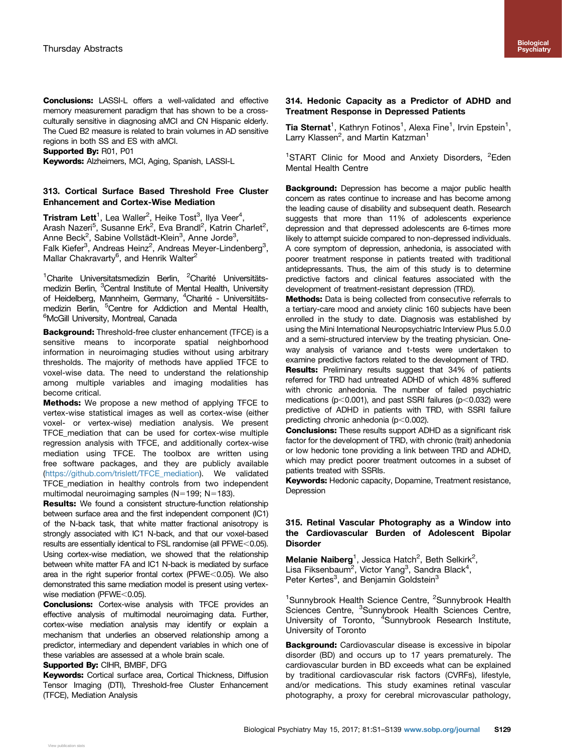**Conclusions:** LASSI-L offers a well-validated and effective memory measurement paradigm that has shown to be a cross-culturally sensitive in diagnosing aMCI and CN Hispanic elderly. The Cued B2 measure is related to brain volumes in AD sensitive regions in both SS and ES with aMCI.

**Supported By:** R01, P01

**Keywords:** Alzheimers, MCI, Aging, Spanish, LASSI-L

### 313. Cortical Surface Based Threshold Free Cluster Enhancement and Cortex-Wise Mediation

**Tristram Lett**[1], Lea Waller[2], Heike Tost[3], Ilya Veer[4], Arash Nazeri[5], Susanne Erk[2], Eva Brandl[2], Katrin Charlet[2], Anne Beck[2], Sabine Vollstädt-Klein[3], Anne Jorde[3], Falk Kiefer[3], Andreas Heinz[2], Andreas Meyer-Lindenberg[3], Mallar Chakravarty[6], and Henrik Walter[2]

[1]Charite Universitatsmedizin Berlin, [2]Charité Universitäts-medizin Berlin, [3]Central Institute of Mental Health, University of Heidelberg, Mannheim, Germany, [4]Charité - Universitäts-medizin Berlin, [5]Centre for Addiction and Mental Health, [6]McGill University, Montreal, Canada

**Background:** Threshold-free cluster enhancement (TFCE) is a sensitive means to incorporate spatial neighborhood information in neuroimaging studies without using arbitrary thresholds. The majority of methods have applied TFCE to voxel-wise data. The need to understand the relationship among multiple variables and imaging modalities has become critical.

**Methods:** We propose a new method of applying TFCE to vertex-wise statistical images as well as cortex-wise (either voxel- or vertex-wise) mediation analysis. We present TFCE_mediation that can be used for cortex-wise multiple regression analysis with TFCE, and additionally cortex-wise mediation using TFCE. The toolbox are written using free software packages, and they are publicly available (https://github.com/trislett/TFCE_mediation). We validated TFCE_mediation in healthy controls from two independent multimodal neuroimaging samples (N=199; N=183).

**Results:** We found a consistent structure-function relationship between surface area and the first independent component (IC1) of the N-back task, that white matter fractional anisotropy is strongly associated with IC1 N-back, and that our voxel-based results are essentially identical to FSL randomise (all PFWE<0.05). Using cortex-wise mediation, we showed that the relationship between white matter FA and IC1 N-back is mediated by surface area in the right superior frontal cortex (PFWE<0.05). We also demonstrated this same mediation model is present using vertex-wise mediation (PFWE<0.05).

**Conclusions:** Cortex-wise analysis with TFCE provides an effective analysis of multimodal neuroimaging data. Further, cortex-wise mediation analysis may identify or explain a mechanism that underlies an observed relationship among a predictor, intermediary and dependent variables in which one of these variables are assessed at a whole brain scale.

**Supported By:** CIHR, BMBF, DFG

**Keywords:** Cortical surface area, Cortical Thickness, Diffusion Tensor Imaging (DTI), Threshold-free Cluster Enhancement (TFCE), Mediation Analysis

### 314. Hedonic Capacity as a Predictor of ADHD and Treatment Response in Depressed Patients

**Tia Sternat**[1], Kathryn Fotinos[1], Alexa Fine[1], Irvin Epstein[1], Larry Klassen[2], and Martin Katzman[1]

[1]START Clinic for Mood and Anxiety Disorders, [2]Eden Mental Health Centre

**Background:** Depression has become a major public health concern as rates continue to increase and has become among the leading cause of disability and subsequent death. Research suggests that more than 11% of adolescents experience depression and that depressed adolescents are 6-times more likely to attempt suicide compared to non-depressed individuals. A core symptom of depression, anhedonia, is associated with poorer treatment response in patients treated with traditional antidepressants. Thus, the aim of this study is to determine predictive factors and clinical features associated with the development of treatment-resistant depression (TRD).

**Methods:** Data is being collected from consecutive referrals to a tertiary-care mood and anxiety clinic 160 subjects have been enrolled in the study to date. Diagnosis was established by using the Mini International Neuropsychiatric Interview Plus 5.0.0 and a semi-structured interview by the treating physician. One-way analysis of variance and t-tests were undertaken to examine predictive factors related to the development of TRD.

**Results:** Preliminary results suggest that 34% of patients referred for TRD had untreated ADHD of which 48% suffered with chronic anhedonia. The number of failed psychiatric medications ($p<0.001$), and past SSRI failures ($p<0.032$) were predictive of ADHD in patients with TRD, with SSRI failure predicting chronic anhedonia ($p<0.002$).

**Conclusions:** These results support ADHD as a significant risk factor for the development of TRD, with chronic (trait) anhedonia or low hedonic tone providing a link between TRD and ADHD, which may predict poorer treatment outcomes in a subset of patients treated with SSRIs.

**Keywords:** Hedonic capacity, Dopamine, Treatment resistance, Depression

### 315. Retinal Vascular Photography as a Window into the Cardiovascular Burden of Adolescent Bipolar Disorder

**Melanie Naiberg**[1], Jessica Hatch[2], Beth Selkirk[2], Lisa Fiksenbaum[2], Victor Yang[3], Sandra Black[4], Peter Kertes[3], and Benjamin Goldstein[3]

[1]Sunnybrook Health Science Centre, [2]Sunnybrook Health Sciences Centre, [3]Sunnybrook Health Sciences Centre, University of Toronto, [4]Sunnybrook Research Institute, University of Toronto

**Background:** Cardiovascular disease is excessive in bipolar disorder (BD) and occurs up to 17 years prematurely. The cardiovascular burden in BD exceeds what can be explained by traditional cardiovascular risk factors (CVRFs), lifestyle, and/or medications. This study examines retinal vascular photography, a proxy for cerebral microvascular pathology,